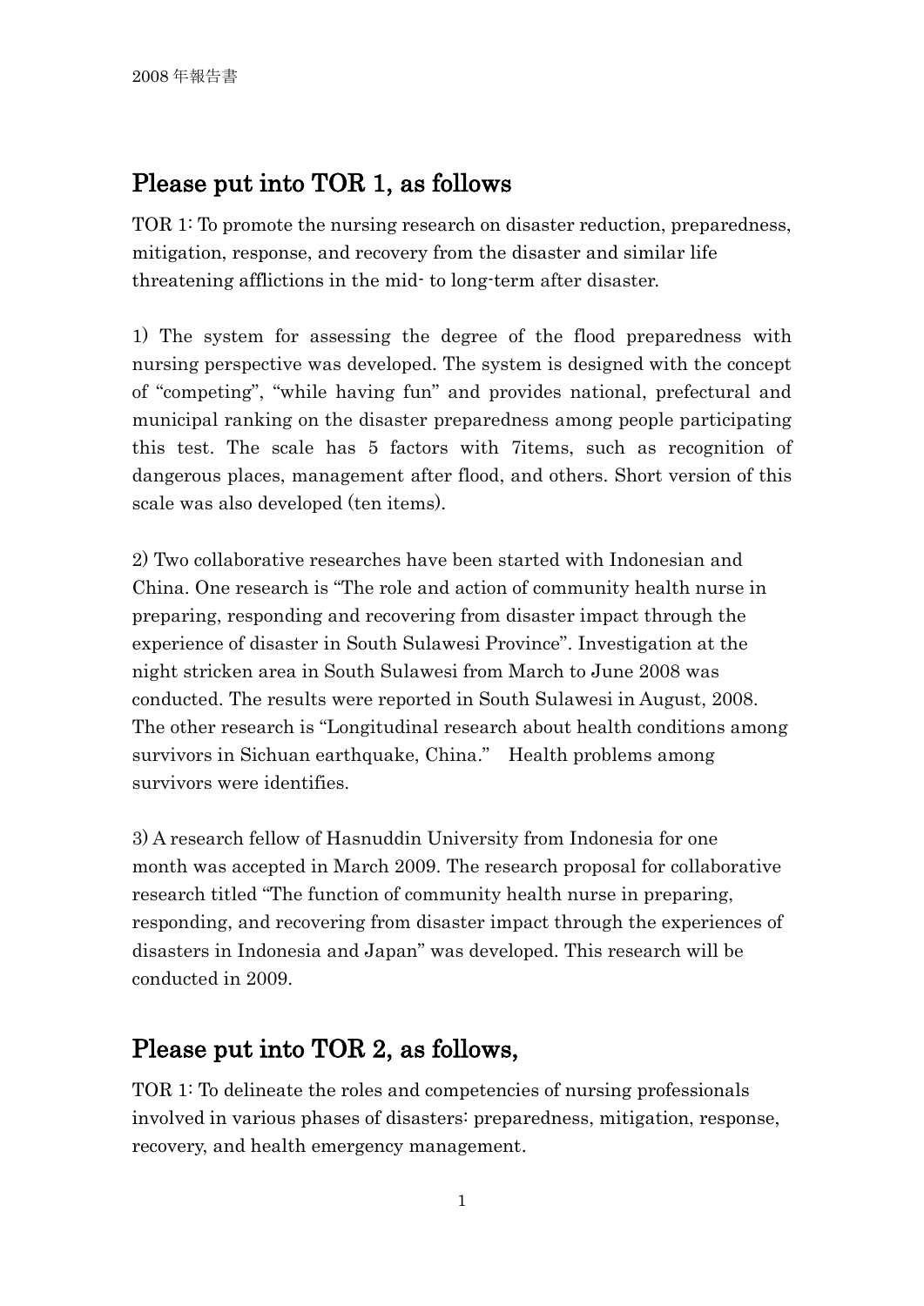## Please put into TOR 1, as follows

TOR 1: To promote the nursing research on disaster reduction, preparedness, mitigation, response, and recovery from the disaster and similar life threatening afflictions in the mid- to long-term after disaster.

1) The system for assessing the degree of the flood preparedness with nursing perspective was developed. The system is designed with the concept of "competing", "while having fun" and provides national, prefectural and municipal ranking on the disaster preparedness among people participating this test. The scale has 5 factors with 7items, such as recognition of dangerous places, management after flood, and others. Short version of this scale was also developed (ten items).

2) Two collaborative researches have been started with Indonesian and China. One research is "The role and action of community health nurse in preparing, responding and recovering from disaster impact through the experience of disaster in South Sulawesi Province". Investigation at the night stricken area in South Sulawesi from March to June 2008 was conducted. The results were reported in South Sulawesi in August, 2008. The other research is "Longitudinal research about health conditions among survivors in Sichuan earthquake, China." Health problems among survivors were identifies.

3) A research fellow of Hasnuddin University from Indonesia for one month was accepted in March 2009. The research proposal for collaborative research titled "The function of community health nurse in preparing, responding, and recovering from disaster impact through the experiences of disasters in Indonesia and Japan" was developed. This research will be conducted in 2009.

## Please put into TOR 2, as follows,

TOR 1: To delineate the roles and competencies of nursing professionals involved in various phases of disasters: preparedness, mitigation, response, recovery, and health emergency management.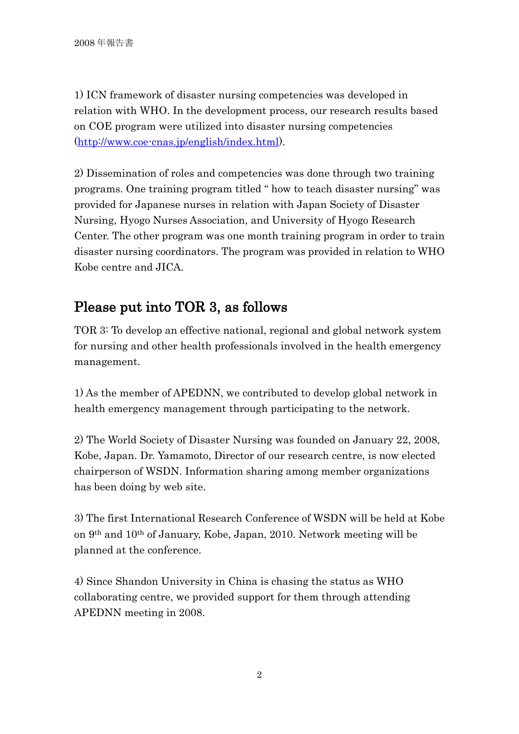1) ICN framework of disaster nursing competencies was developed in relation with WHO. In the development process, our research results based on COE program were utilized into disaster nursing competencies (http://www.coe-cnas.jp/english/index.html).

2) Dissemination of roles and competencies was done through two training programs. One training program titled " how to teach disaster nursing" was provided for Japanese nurses in relation with Japan Society of Disaster Nursing, Hyogo Nurses Association, and University of Hyogo Research Center. The other program was one month training program in order to train disaster nursing coordinators. The program was provided in relation to WHO Kobe centre and JICA.

## Please put into TOR 3, as follows

TOR 3: To develop an effective national, regional and global network system for nursing and other health professionals involved in the health emergency management.

1) As the member of APEDNN, we contributed to develop global network in health emergency management through participating to the network.

2) The World Society of Disaster Nursing was founded on January 22, 2008, Kobe, Japan. Dr. Yamamoto, Director of our research centre, is now elected chairperson of WSDN. Information sharing among member organizations has been doing by web site.

3) The first International Research Conference of WSDN will be held at Kobe on 9th and 10th of January, Kobe, Japan, 2010. Network meeting will be planned at the conference.

4) Since Shandon University in China is chasing the status as WHO collaborating centre, we provided support for them through attending APEDNN meeting in 2008.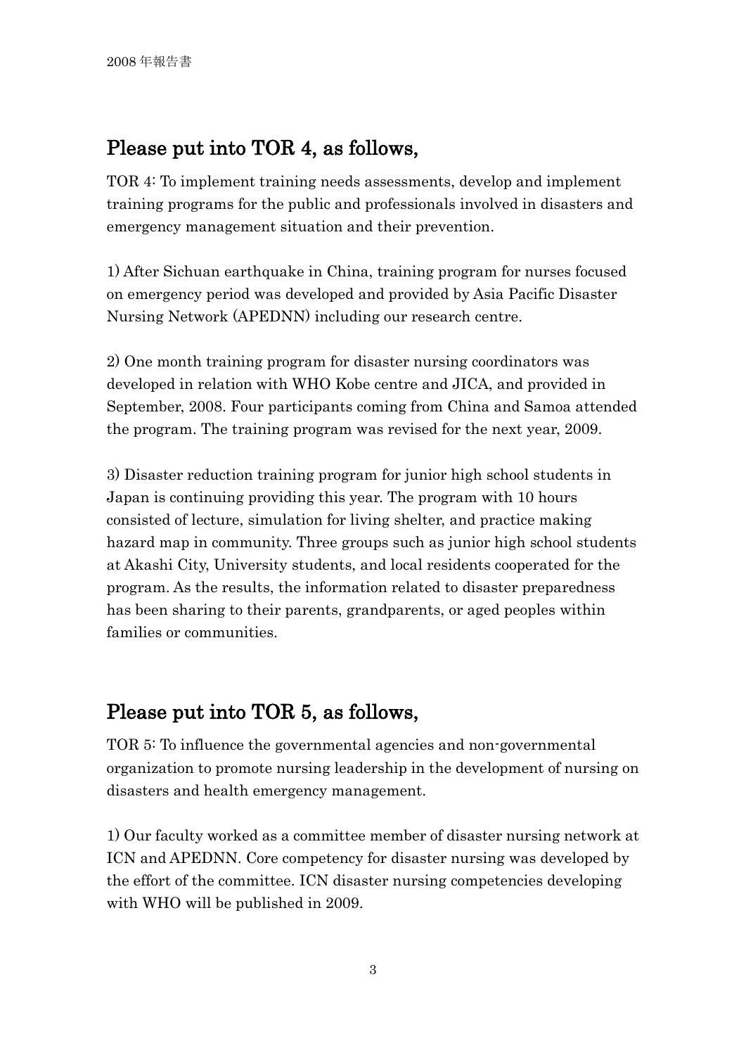## Please put into TOR 4, as follows,

TOR 4: To implement training needs assessments, develop and implement training programs for the public and professionals involved in disasters and emergency management situation and their prevention.

1) After Sichuan earthquake in China, training program for nurses focused on emergency period was developed and provided by Asia Pacific Disaster Nursing Network (APEDNN) including our research centre.

2) One month training program for disaster nursing coordinators was developed in relation with WHO Kobe centre and JICA, and provided in September, 2008. Four participants coming from China and Samoa attended the program. The training program was revised for the next year, 2009.

3) Disaster reduction training program for junior high school students in Japan is continuing providing this year. The program with 10 hours consisted of lecture, simulation for living shelter, and practice making hazard map in community. Three groups such as junior high school students at Akashi City, University students, and local residents cooperated for the program. As the results, the information related to disaster preparedness has been sharing to their parents, grandparents, or aged peoples within families or communities.

## Please put into TOR 5, as follows,

TOR 5: To influence the governmental agencies and non-governmental organization to promote nursing leadership in the development of nursing on disasters and health emergency management.

1) Our faculty worked as a committee member of disaster nursing network at ICN and APEDNN. Core competency for disaster nursing was developed by the effort of the committee. ICN disaster nursing competencies developing with WHO will be published in 2009.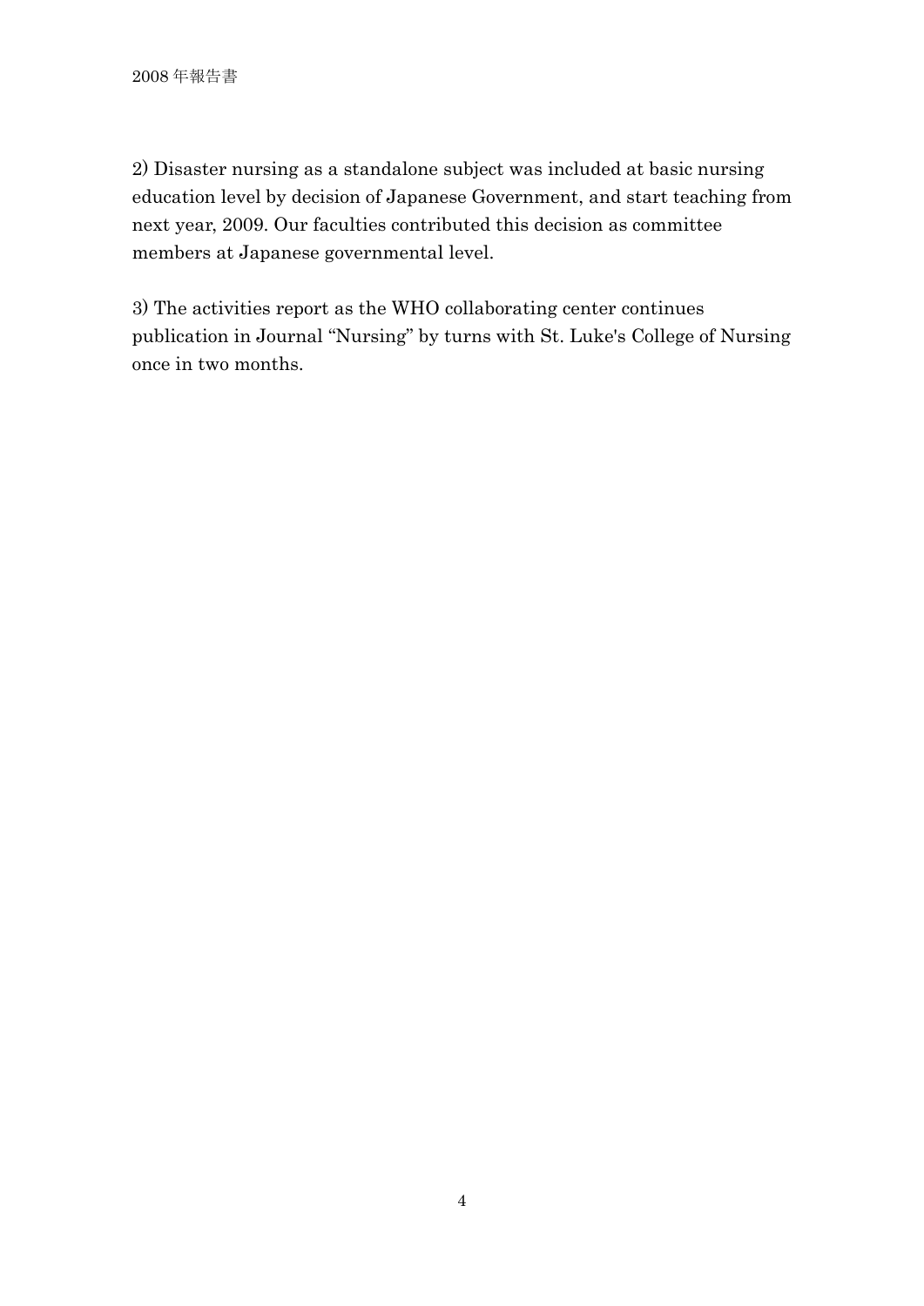2) Disaster nursing as a standalone subject was included at basic nursing education level by decision of Japanese Government, and start teaching from next year, 2009. Our faculties contributed this decision as committee members at Japanese governmental level.

3) The activities report as the WHO collaborating center continues publication in Journal "Nursing" by turns with St. Luke's College of Nursing once in two months.